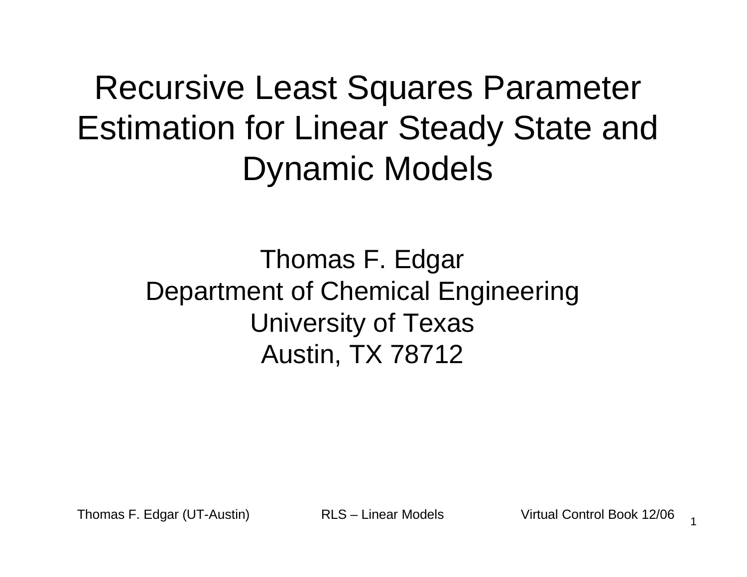# Recursive Least Squares Parameter Estimation for Linear Steady State and Dynamic Models

Thomas F. Edgar
Department of Chemical Engineering
University of Texas
Austin, TX 78712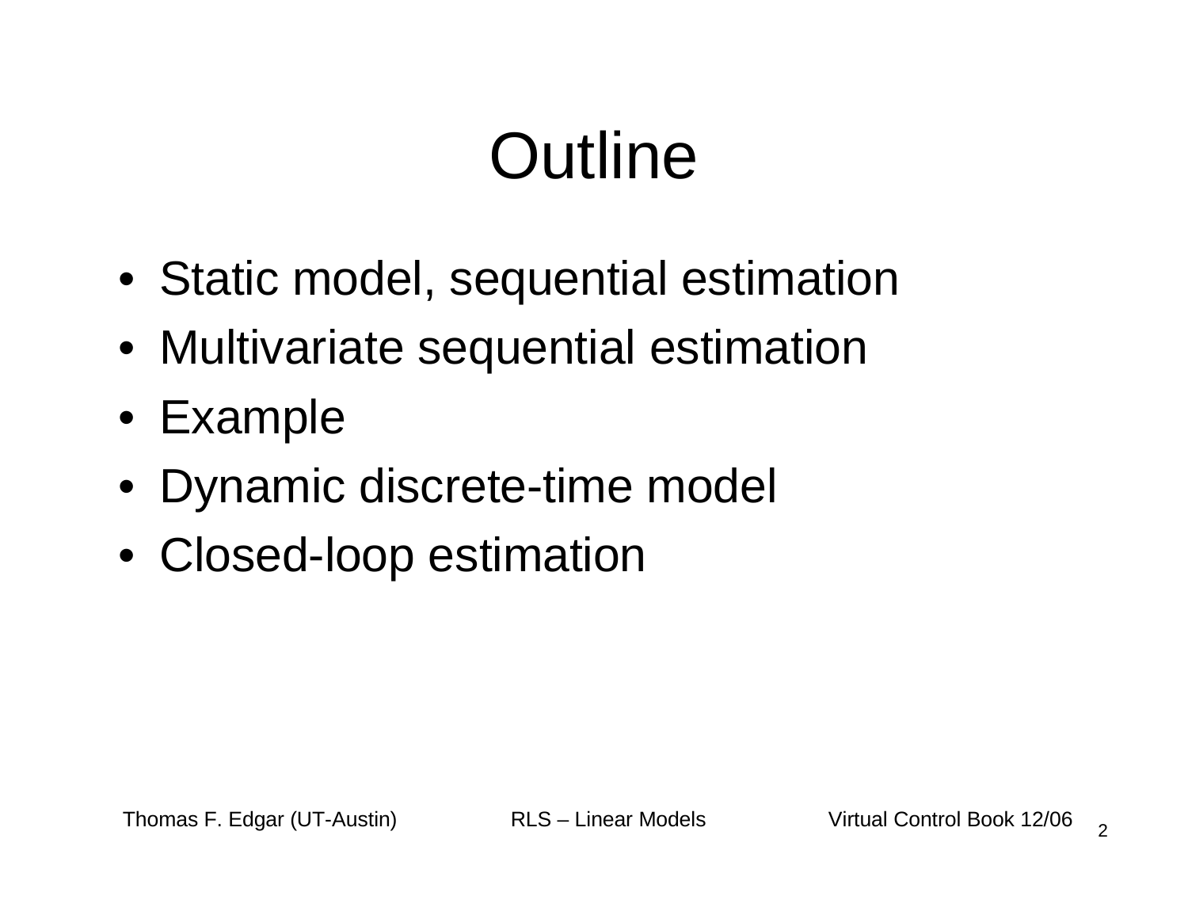# Outline

- Static model, sequential estimation
- Multivariate sequential estimation
- Example
- Dynamic discrete-time model
- Closed-loop estimation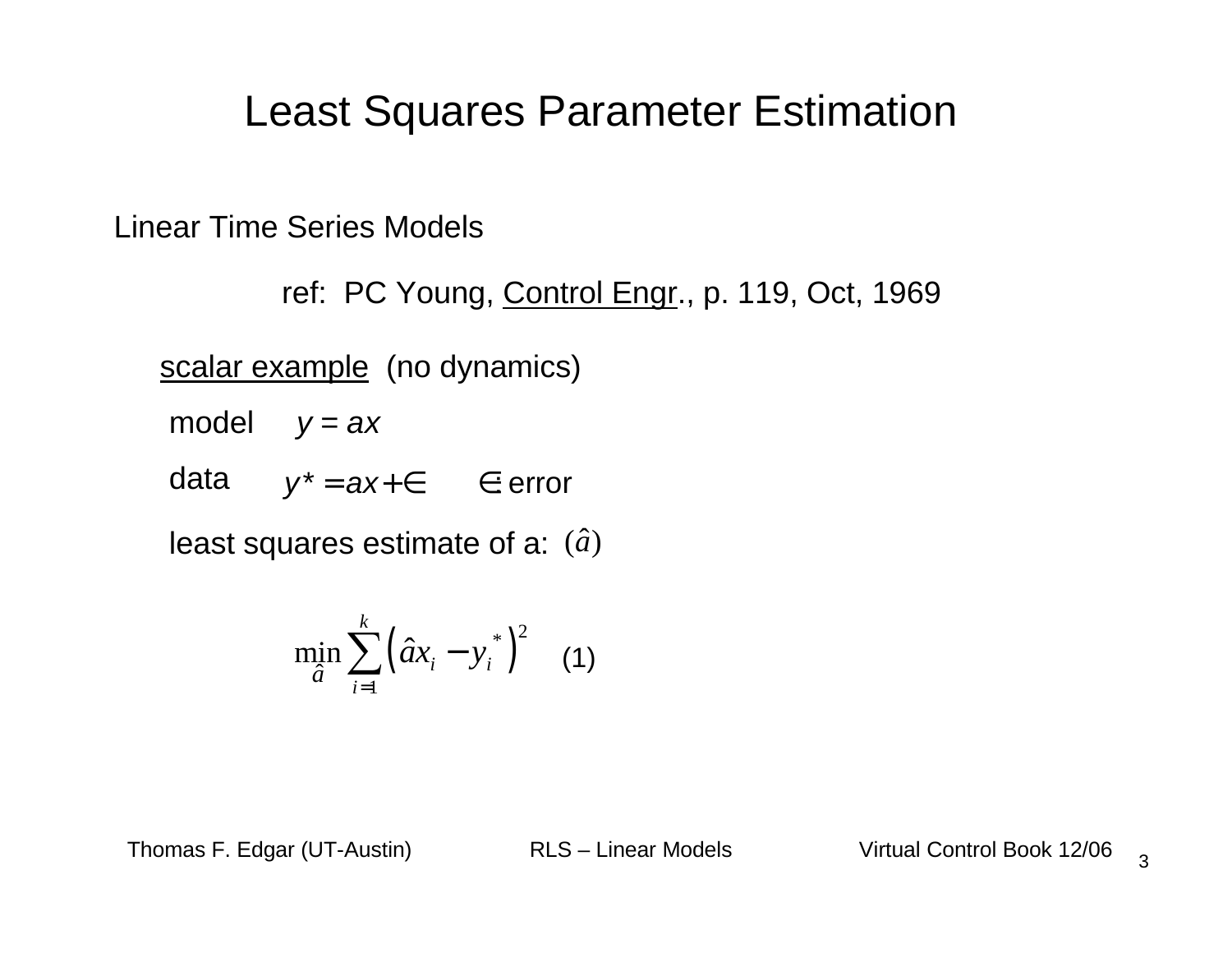# Least Squares Parameter Estimation

Linear Time Series Models

ref: PC Young, Control Engr., p. 119, Oct, 1969

scalar example (no dynamics)

model $y = ax$

data $y^* = ax + \in$ $\quad \in$: error

least squares estimate of a: $(\hat{a})$

$$\min_{\hat{a}} \sum_{i=1}^{k} \left( \hat{a} x_i - y_i^* \right)^2 \quad (1)$$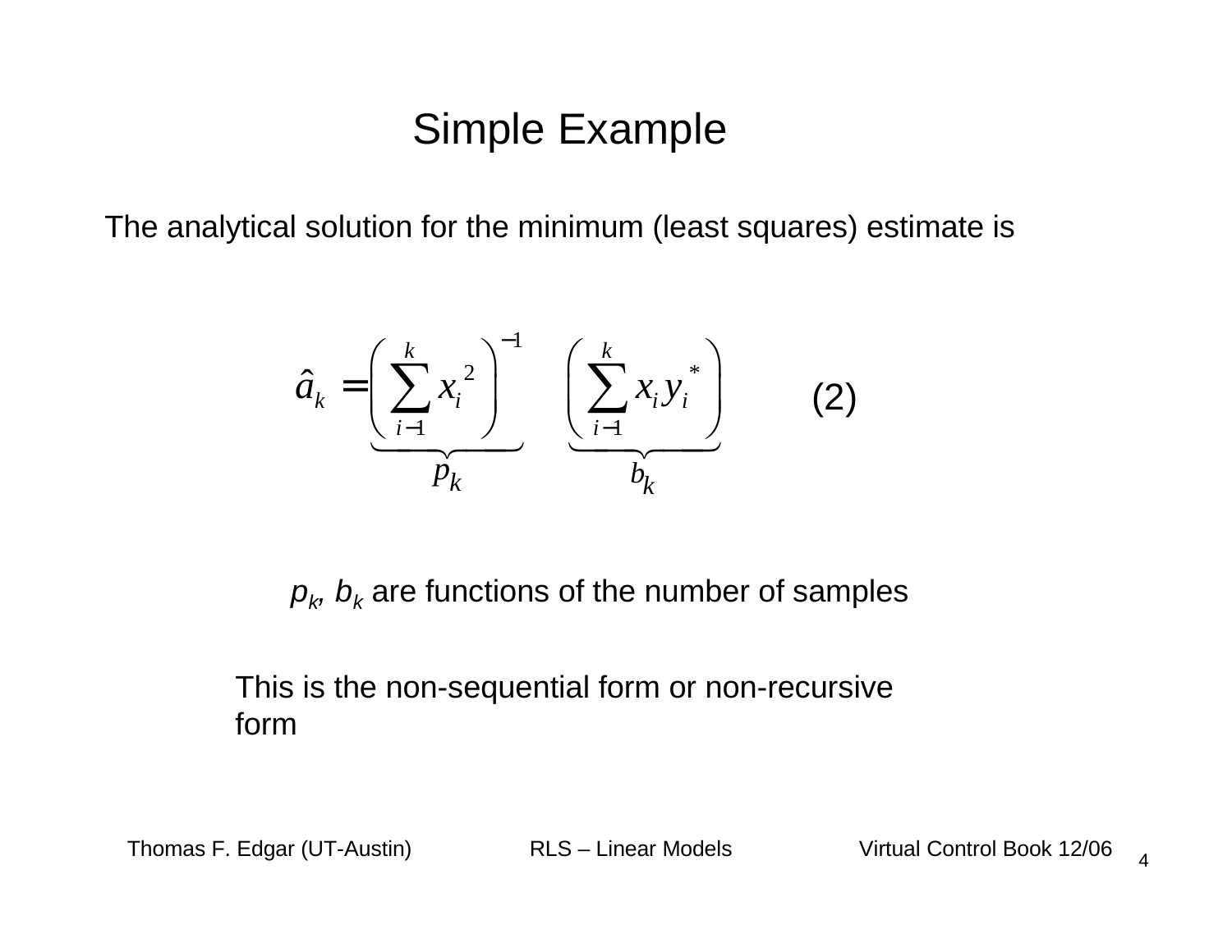# Simple Example

The analytical solution for the minimum (least squares) estimate is

$$\hat{a}_k = \underbrace{\left( \sum_{i-1}^{k} x_i^{\ 2} \right)^{-1}}_{p_k} \underbrace{\left( \sum_{i-1}^{k} x_i y_i^{\ *} \right)}_{b_k} \qquad (2)$$

$p_k$, $b_k$ are functions of the number of samples

This is the non-sequential form or non-recursive form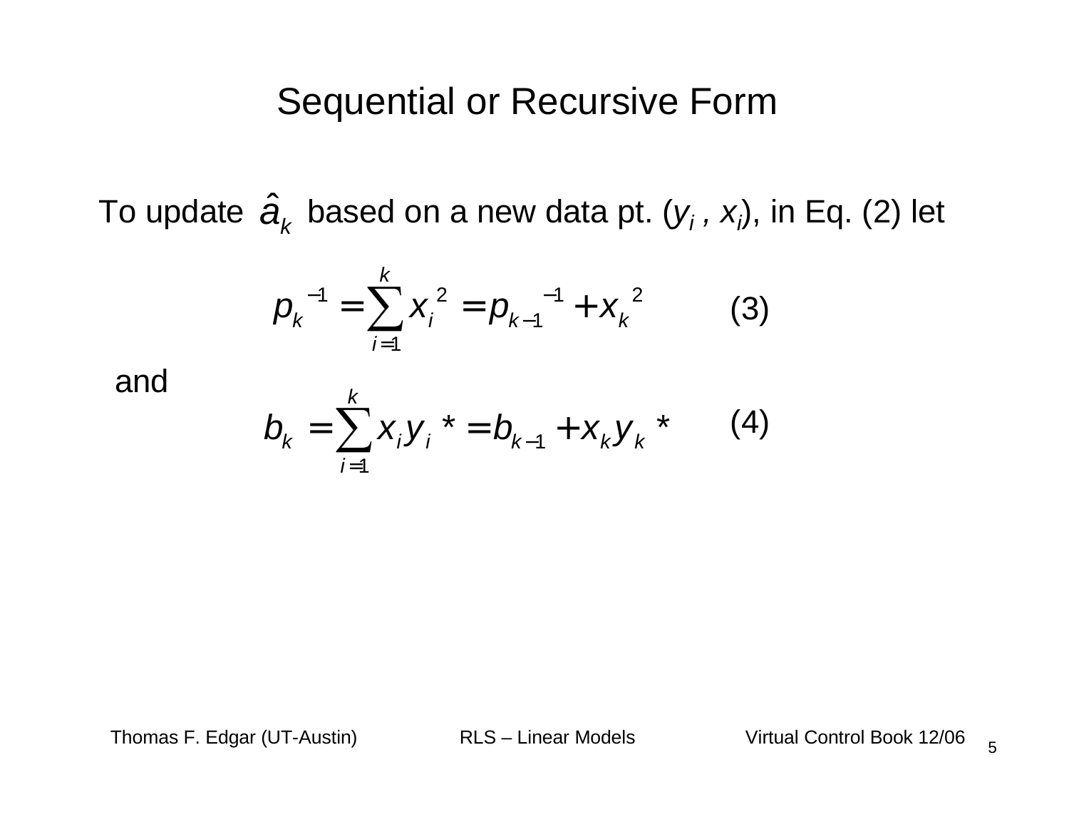# Sequential or Recursive Form

To update $\hat{a}_k$ based on a new data pt. ($y_i$ , $x_i$), in Eq. (2) let

$$p_k^{-1} = \sum_{i=1}^{k} x_i^{\,2} = p_{k-1}^{-1} + x_k^{\,2} \qquad (3)$$

and

$$b_k = \sum_{i=1}^{k} x_i y_i^{\,*} = b_{k-1} + x_k y_k^{\,*} \qquad (4)$$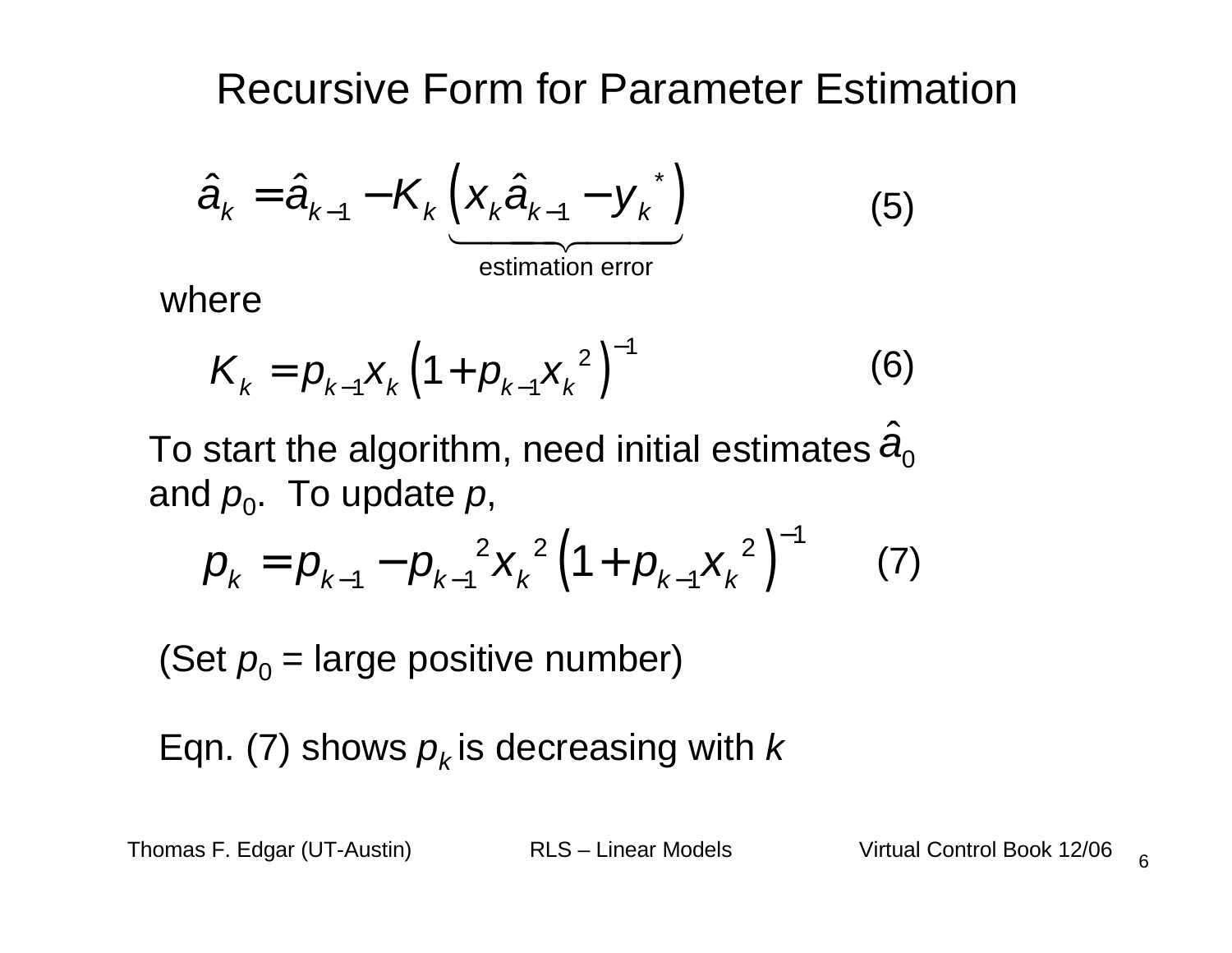# Recursive Form for Parameter Estimation

$$\hat{a}_k = \hat{a}_{k-1} - K_k \underbrace{\left( x_k \hat{a}_{k-1} - y_k^{\,*} \right)}_{\text{estimation error}} \qquad (5)$$

where

$$K_k = p_{k-1} x_k \left( 1 + p_{k-1} x_k^{\,2} \right)^{-1} \qquad (6)$$

To start the algorithm, need initial estimates $\hat{a}_0$ and $p_0$. To update $p$,

$$p_k = p_{k-1} - p_{k-1}^{\,2} x_k^{\,2} \left( 1 + p_{k-1} x_k^{\,2} \right)^{-1} \qquad (7)$$

(Set $p_0$ = large positive number)

Eqn. (7) shows $p_k$ is decreasing with $k$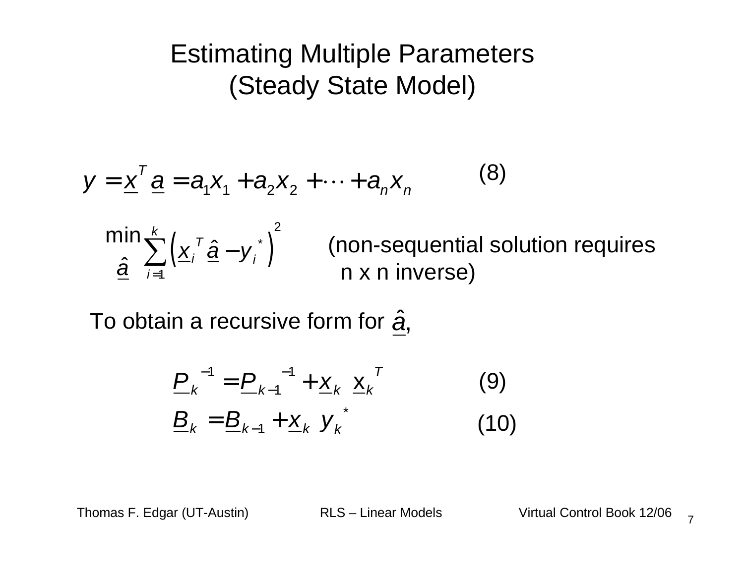# Estimating Multiple Parameters (Steady State Model)

$$y = \underline{x}^T \underline{a} = a_1 x_1 + a_2 x_2 + \cdots + a_n x_n \qquad (8)$$

$$\min_{\underline{\hat{a}}} \sum_{i=1}^{k} \left( \underline{x}_i^T \underline{\hat{a}} - y_i^* \right)^2$$

(non-sequential solution requires n x n inverse)

To obtain a recursive form for $\underline{\hat{a}}$,

$$\underline{P}_k^{-1} = \underline{P}_{k-1}^{-1} + \underline{x}_k \ \underline{x}_k^T \qquad (9)$$

$$\underline{B}_k = \underline{B}_{k-1} + \underline{x}_k \ y_k^* \qquad (10)$$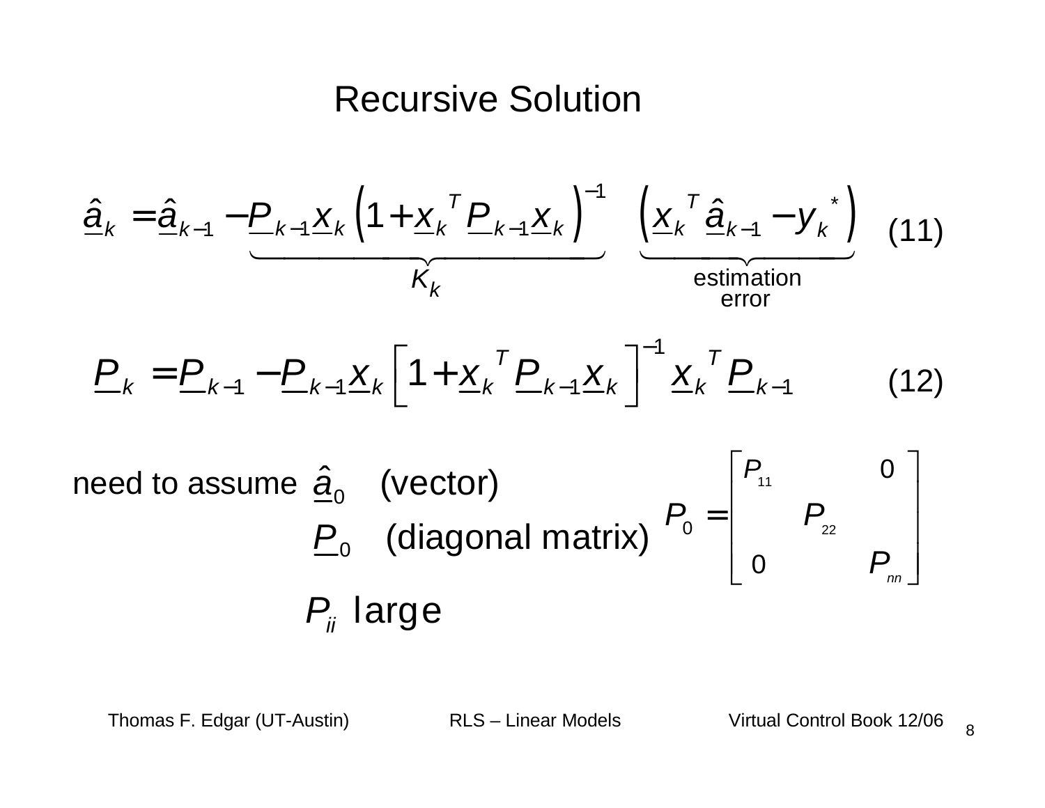# Recursive Solution

$$\underline{\hat{a}}_k = \underline{\hat{a}}_{k-1} - \underbrace{\underline{P}_{k-1}\underline{x}_k\left(1+\underline{x}_k^T\underline{P}_{k-1}\underline{x}_k\right)^{-1}}_{K_k}\underbrace{\left(\underline{x}_k^T\underline{\hat{a}}_{k-1} - y_k^*\right)}_{\text{estimation error}} \quad (11)$$

$$\underline{P}_k = \underline{P}_{k-1} - \underline{P}_{k-1}\underline{x}_k\left[1+\underline{x}_k^T\underline{P}_{k-1}\underline{x}_k\right]^{-1}\underline{x}_k^T\underline{P}_{k-1} \quad (12)$$

need to assume $\underline{\hat{a}}_0$ (vector)

$\underline{P}_0$ (diagonal matrix)

$$P_0 = \begin{bmatrix} P_{11} & & 0 \\ & P_{22} & \\ 0 & & P_{nn} \end{bmatrix}$$

$P_{ii}$ large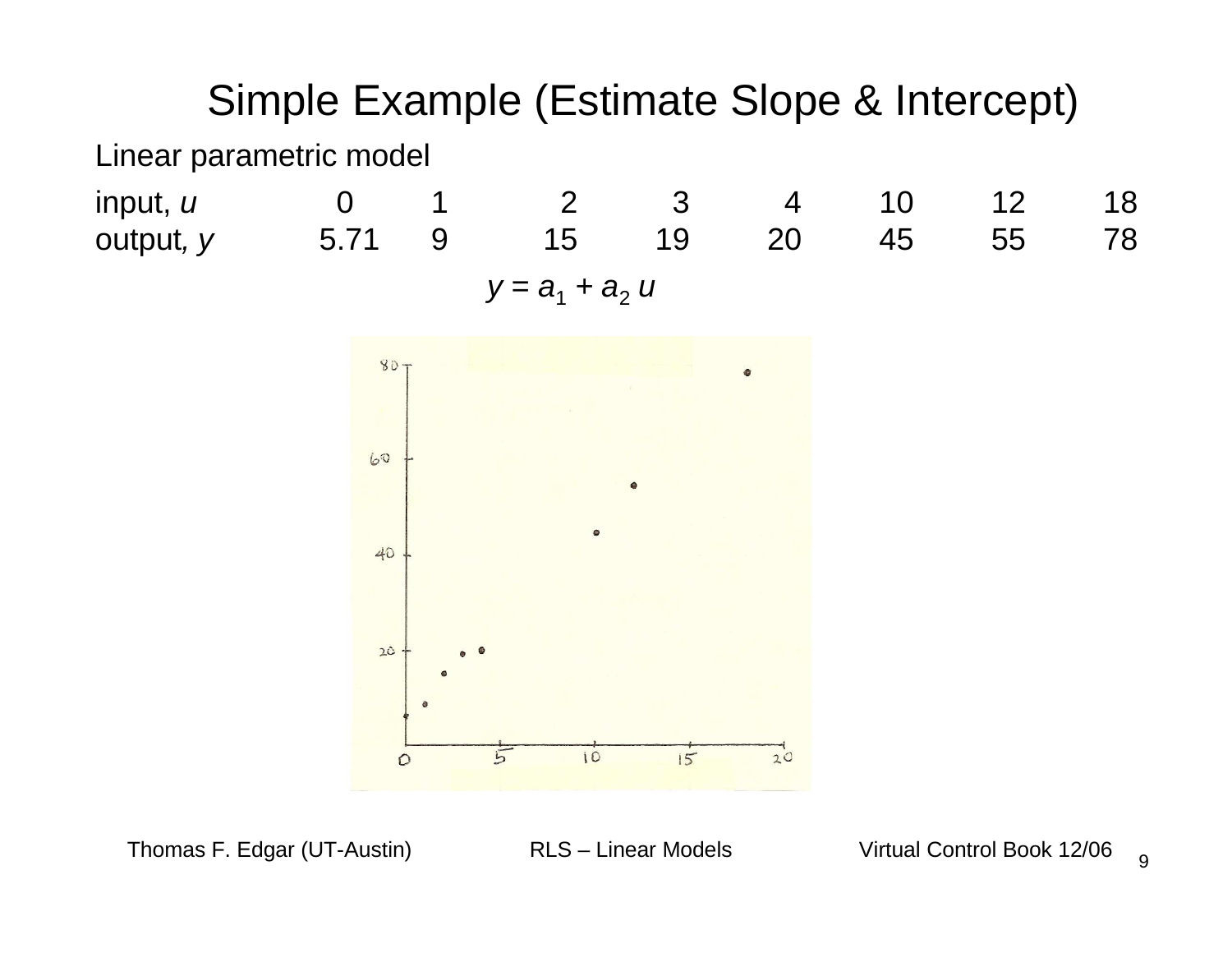# Simple Example (Estimate Slope & Intercept)

Linear parametric model

| input, $u$ | 0 | 1 | 2 | 3 | 4 | 10 | 12 | 18 |
|---|---|---|---|---|---|---|---|---|
| output, $y$ | 5.71 | 9 | 15 | 19 | 20 | 45 | 55 | 78 |

$$y = a_1 + a_2\, u$$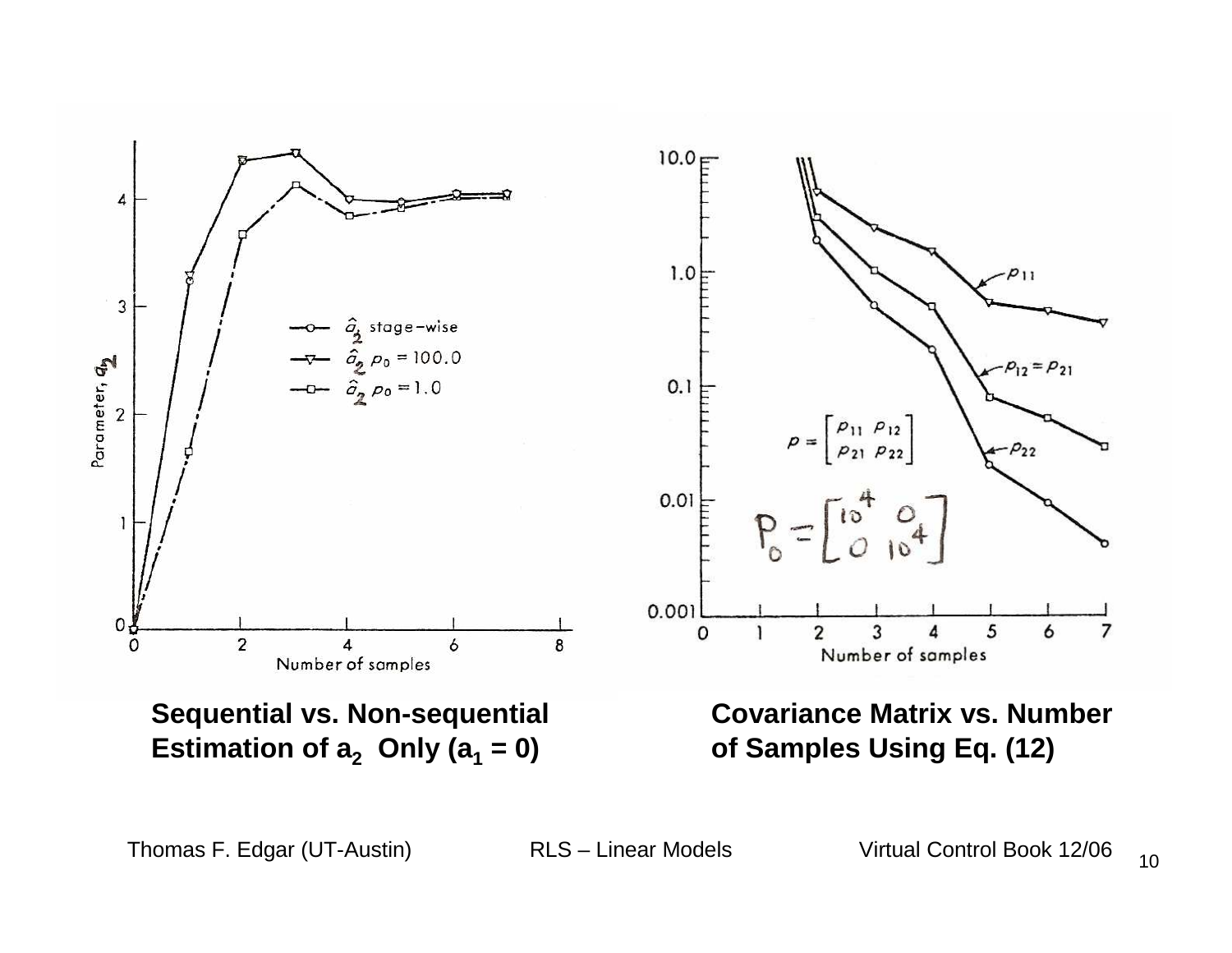**Sequential vs. Non-sequential Estimation of $a_2$ Only ($a_1 = 0$)**

**Covariance Matrix vs. Number of Samples Using Eq. (12)**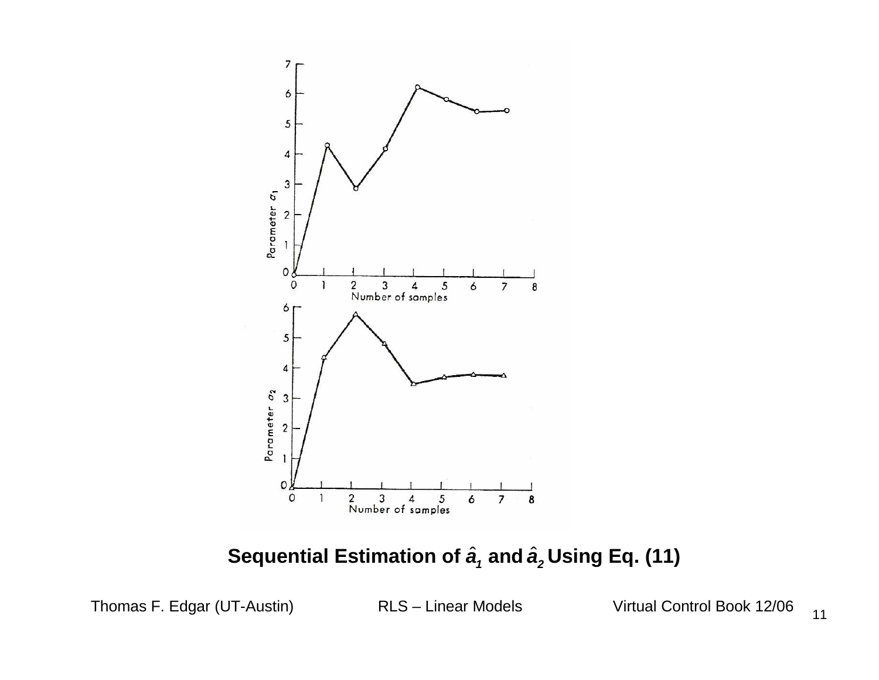**Sequential Estimation of $\hat{a}_1$ and $\hat{a}_2$ Using Eq. (11)**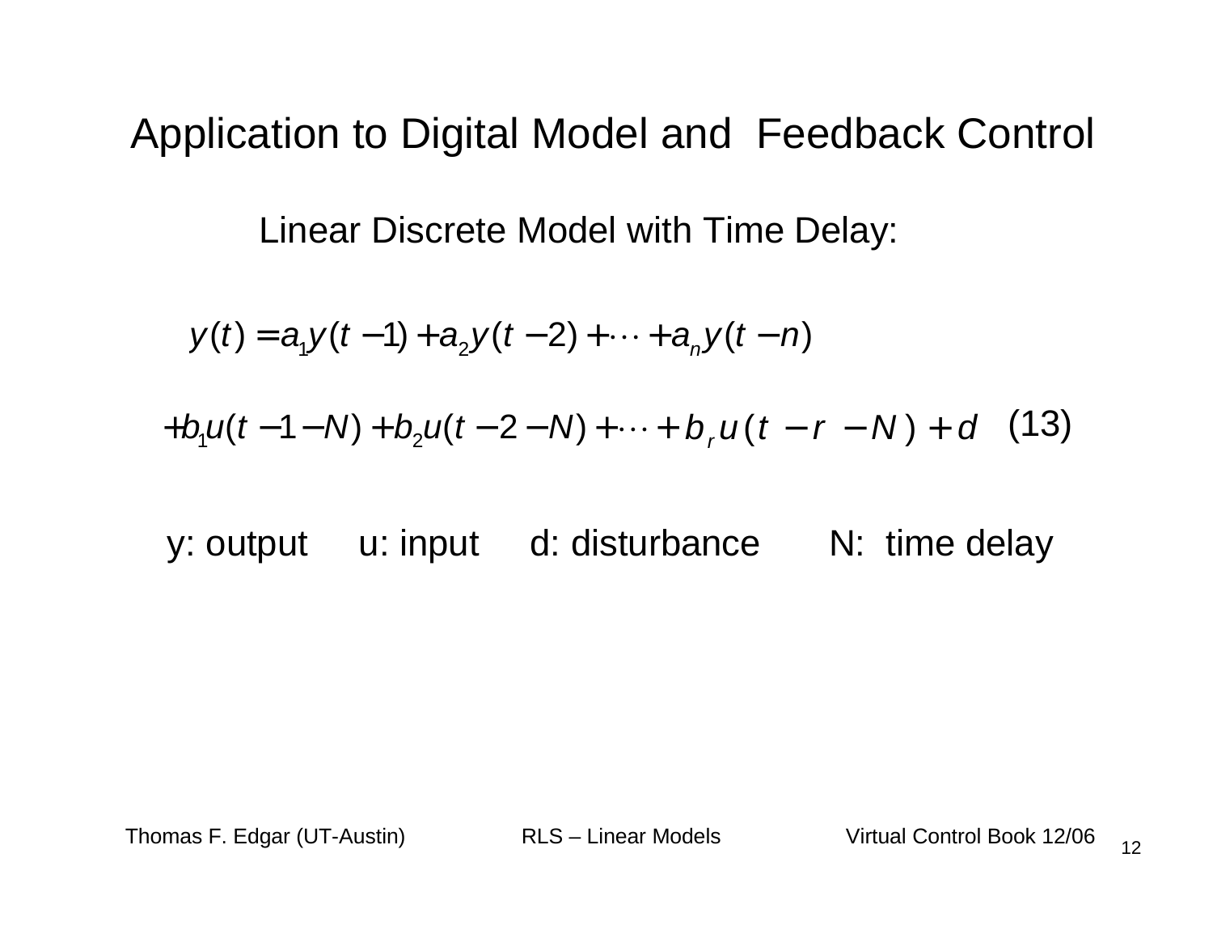# Application to Digital Model and Feedback Control

## Linear Discrete Model with Time Delay:

$$y(t) = a_1 y(t-1) + a_2 y(t-2) + \cdots + a_n y(t-n)$$

$$+ b_1 u(t-1-N) + b_2 u(t-2-N) + \cdots + b_r u(t-r-N) + d \quad (13)$$

y: output u: input d: disturbance N: time delay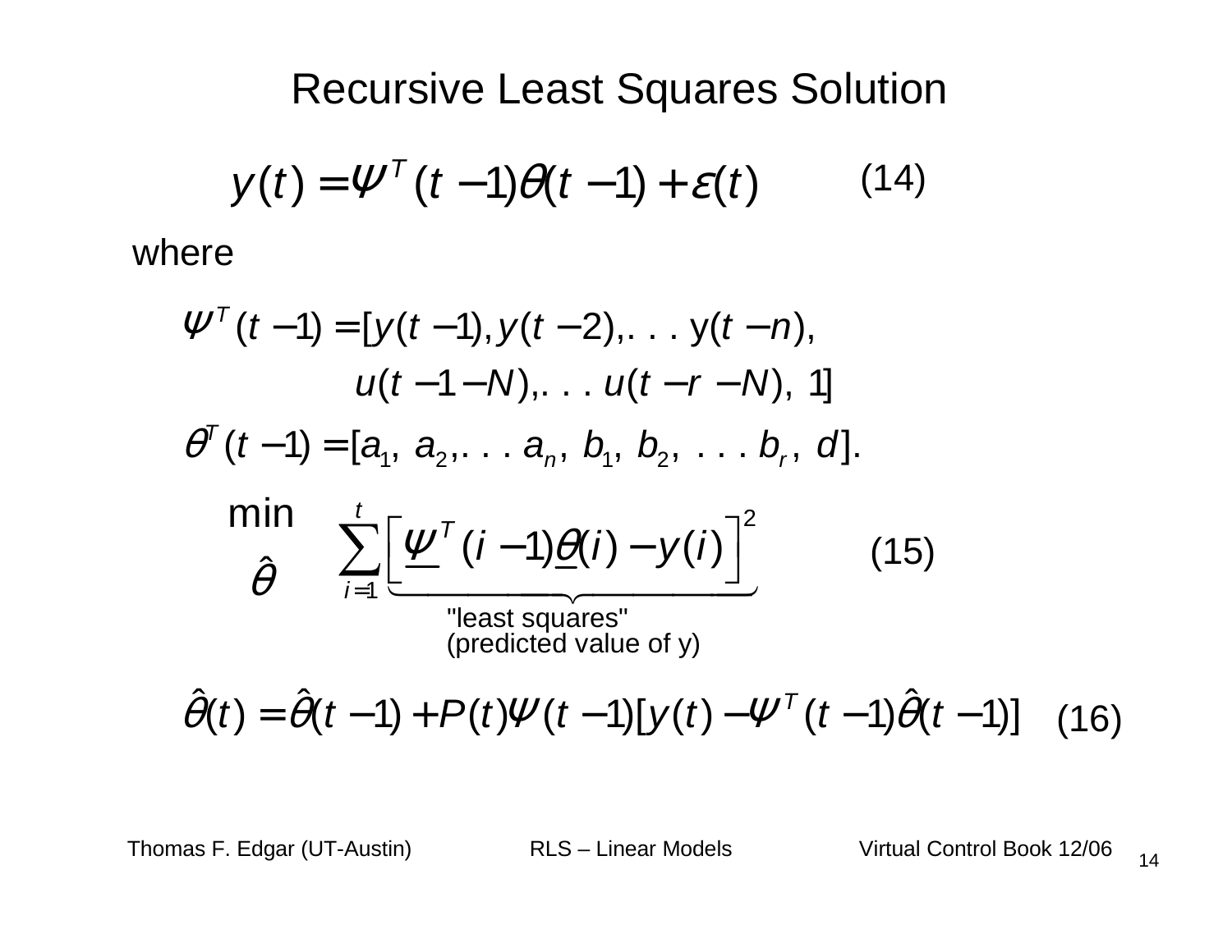# Recursive Least Squares Solution

$$y(t) = \Psi^T(t-1)\theta(t-1) + \varepsilon(t) \qquad (14)$$

where

$$\Psi^T(t-1) = [y(t-1), y(t-2), ...\ y(t-n), u(t-1-N), ...\ u(t-r-N),\ 1]$$

$$\theta^T(t-1) = [a_1,\ a_2, ...\ a_n,\ b_1,\ b_2,\ ...\ b_r,\ d].$$

$$\min_{\hat{\theta}} \sum_{i=1}^{t} \underbrace{\left[ \underline{\Psi}^T(i-1)\underline{\theta}(i) - y(i) \right]^2}_{\text{"least squares" (predicted value of y)}} \qquad (15)$$

$$\hat{\theta}(t) = \hat{\theta}(t-1) + P(t)\Psi(t-1)[y(t) - \Psi^T(t-1)\hat{\theta}(t-1)] \qquad (16)$$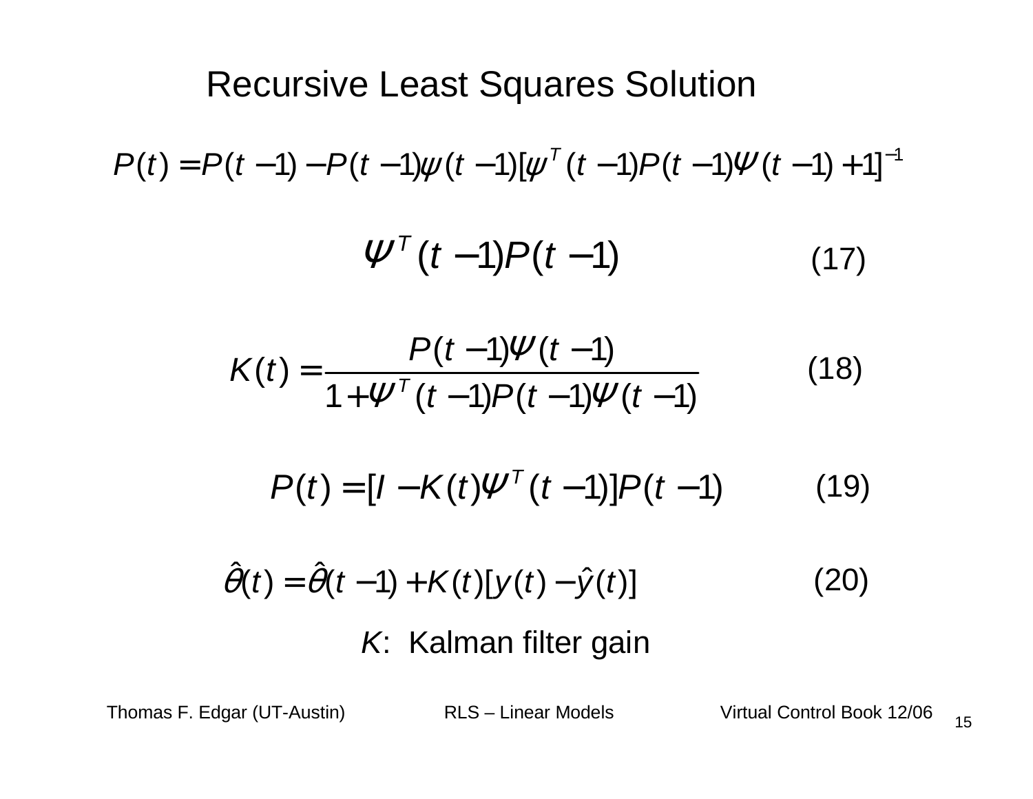# Recursive Least Squares Solution

$$P(t) = P(t-1) - P(t-1)\psi(t-1)[\psi^T(t-1)P(t-1)\Psi(t-1)+1]^{-1}$$

$$\Psi^T(t-1)P(t-1) \qquad (17)$$

$$K(t) = \frac{P(t-1)\Psi(t-1)}{1+\Psi^T(t-1)P(t-1)\Psi(t-1)} \qquad (18)$$

$$P(t) = [I - K(t)\Psi^T(t-1)]P(t-1) \qquad (19)$$

$$\hat{\theta}(t) = \hat{\theta}(t-1) + K(t)[y(t) - \hat{y}(t)] \qquad (20)$$

*K*: Kalman filter gain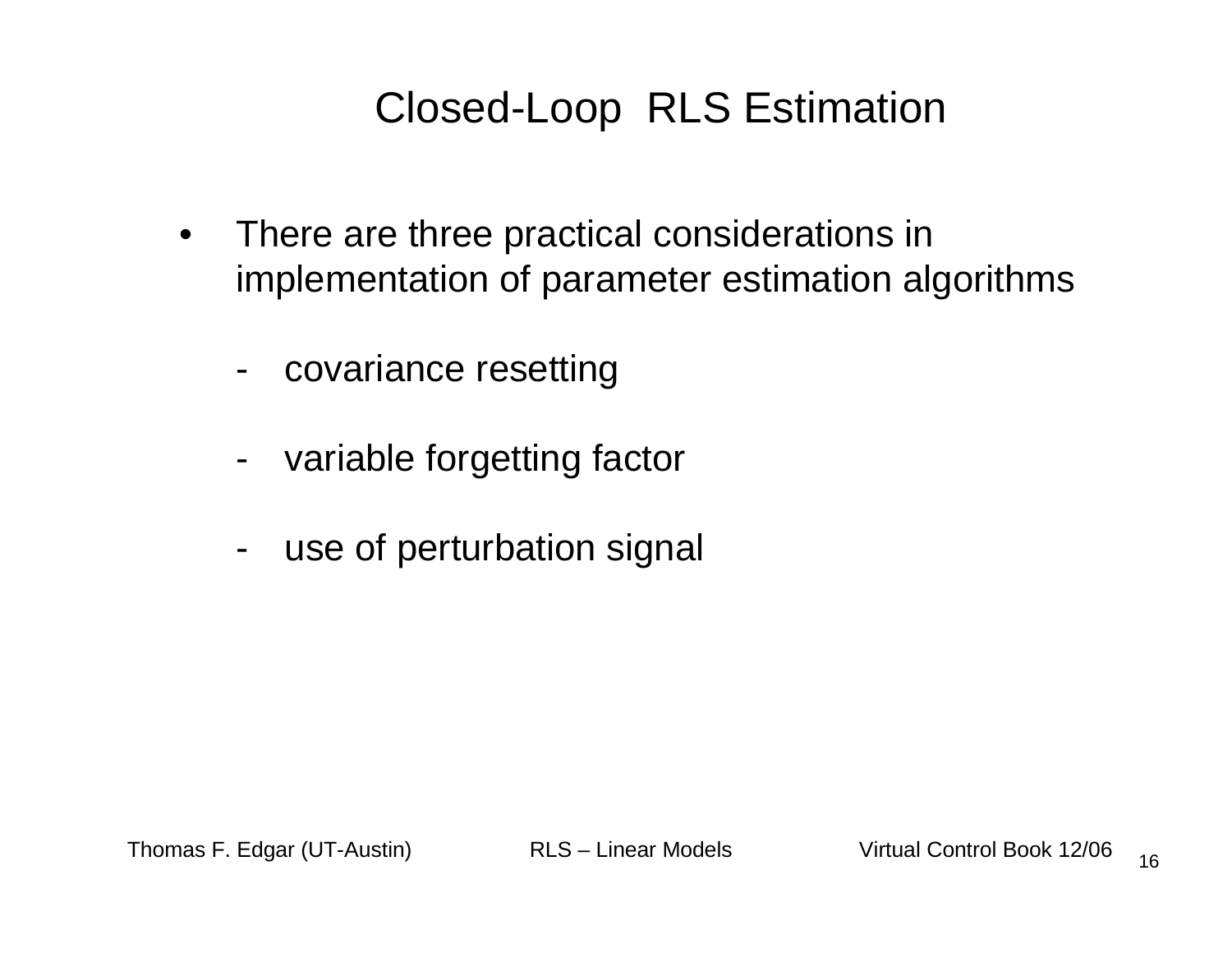# Closed-Loop RLS Estimation

- There are three practical considerations in implementation of parameter estimation algorithms

  - covariance resetting

  - variable forgetting factor

  - use of perturbation signal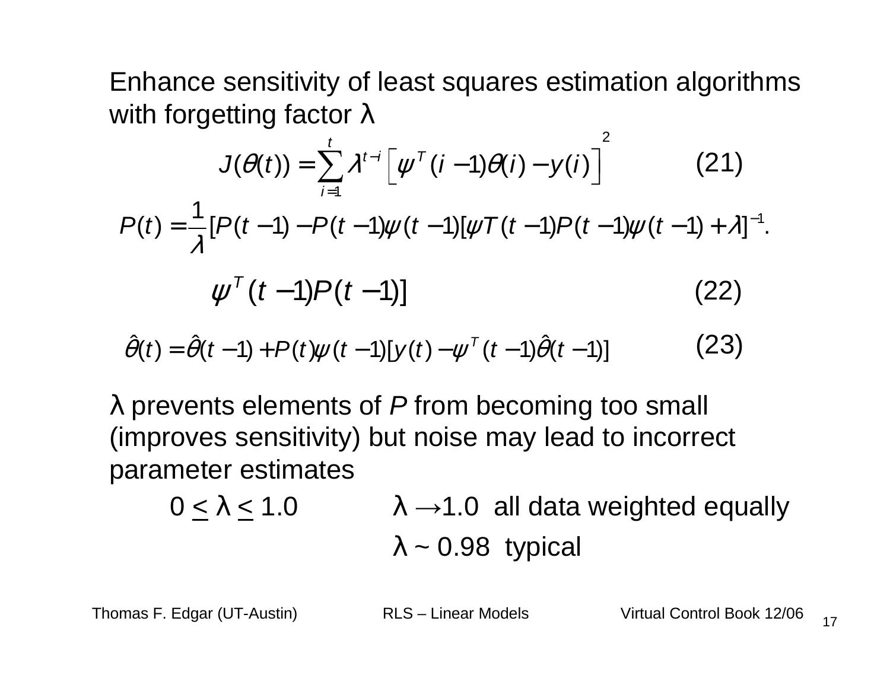Enhance sensitivity of least squares estimation algorithms with forgetting factor λ

$$J(\theta(t)) = \sum_{i=1}^{t} \lambda^{t-i} \left[ \psi^T(i-1)\theta(i) - y(i) \right]^2 \qquad (21)$$

$$P(t) = \frac{1}{\lambda}[P(t-1) - P(t-1)\psi(t-1)[\psi T(t-1)P(t-1)\psi(t-1) + \lambda]^{-1}.$$

$$\psi^T(t-1)P(t-1)] \qquad (22)$$

$$\hat{\theta}(t) = \hat{\theta}(t-1) + P(t)\psi(t-1)[y(t) - \psi^T(t-1)\hat{\theta}(t-1)] \qquad (23)$$

λ prevents elements of *P* from becoming too small (improves sensitivity) but noise may lead to incorrect parameter estimates

$0 \leq \lambda \leq 1.0$ $\qquad$ $\lambda \rightarrow 1.0$ all data weighted equally

$\lambda \sim 0.98$ typical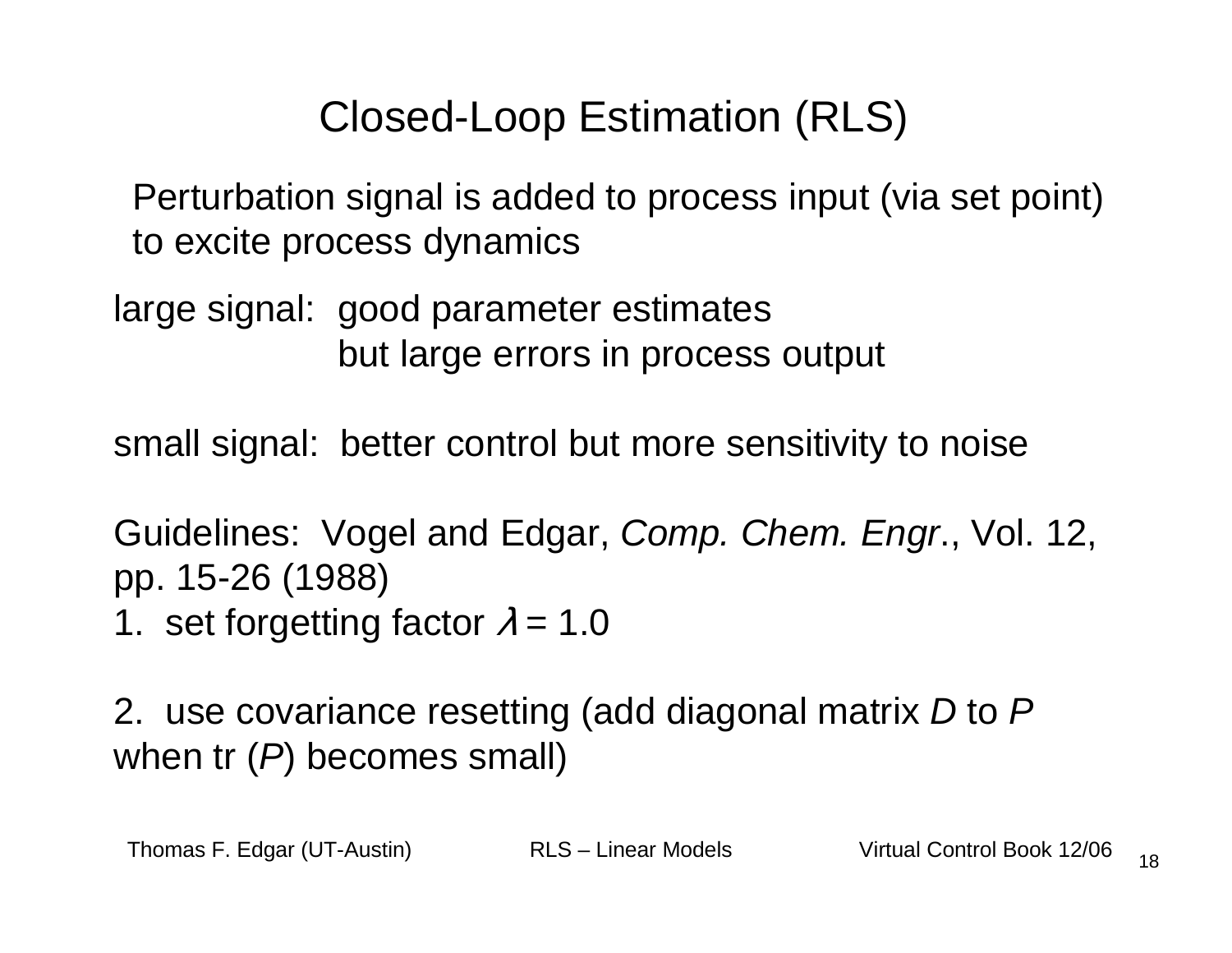# Closed-Loop Estimation (RLS)

Perturbation signal is added to process input (via set point) to excite process dynamics

large signal: good parameter estimates
but large errors in process output

small signal: better control but more sensitivity to noise

Guidelines: Vogel and Edgar, *Comp. Chem. Engr*., Vol. 12, pp. 15-26 (1988)

1. set forgetting factor $\lambda = 1.0$

2. use covariance resetting (add diagonal matrix $D$ to $P$ when tr ($P$) becomes small)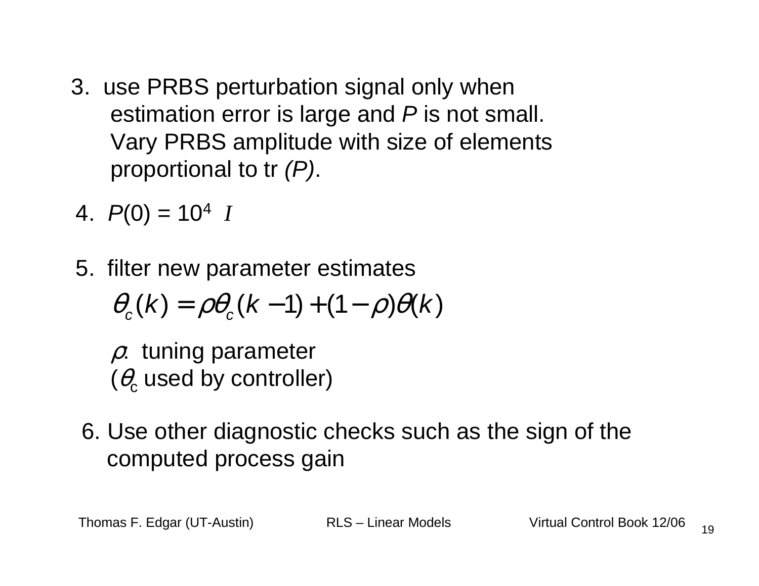3. use PRBS perturbation signal only when estimation error is large and $P$ is not small. Vary PRBS amplitude with size of elements proportional to tr $(P)$.

4. $P(0) = 10^4 \; I$

5. filter new parameter estimates

$$\theta_c(k) = \rho\theta_c(k-1) + (1-\rho)\theta(k)$$

$\rho$: tuning parameter
($\theta_c$ used by controller)

6. Use other diagnostic checks such as the sign of the computed process gain